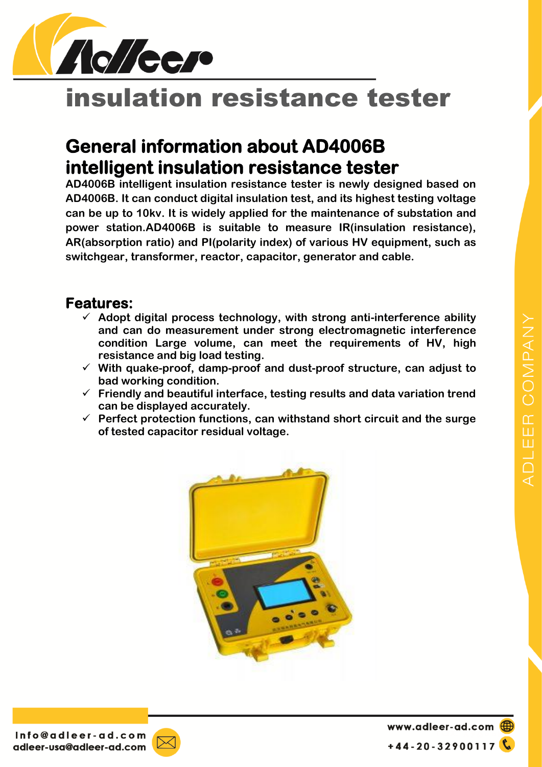# insulation resistance tester

## General information about AD4006B intelligent insulation resistance tester

**AD4006B intelligent insulation resistance tester is newly designed based on AD4006B. It can conduct digital insulation test, and its highest testing voltage can be up to 10kv. It is widely applied for the maintenance of substation and power station.AD4006B is suitable to measure IR(insulation resistance), AR(absorption ratio) and PI(polarity index) of various HV equipment, such as switchgear, transformer, reactor, capacitor, generator and cable.**

## Features:

- ✓ **Adopt digital process technology, with strong anti-interference ability and can do measurement under strong electromagnetic interference condition Large volume, can meet the requirements of HV, high resistance and big load testing.**
- ✓ **With quake-proof, damp-proof and dust-proof structure, can adjust to bad working condition.**
- ✓ **Friendly and beautiful interface, testing results and data variation trend can be displayed accurately.**
- ✓ **Perfect protection functions, can withstand short circuit and the surge of tested capacitor residual voltage.**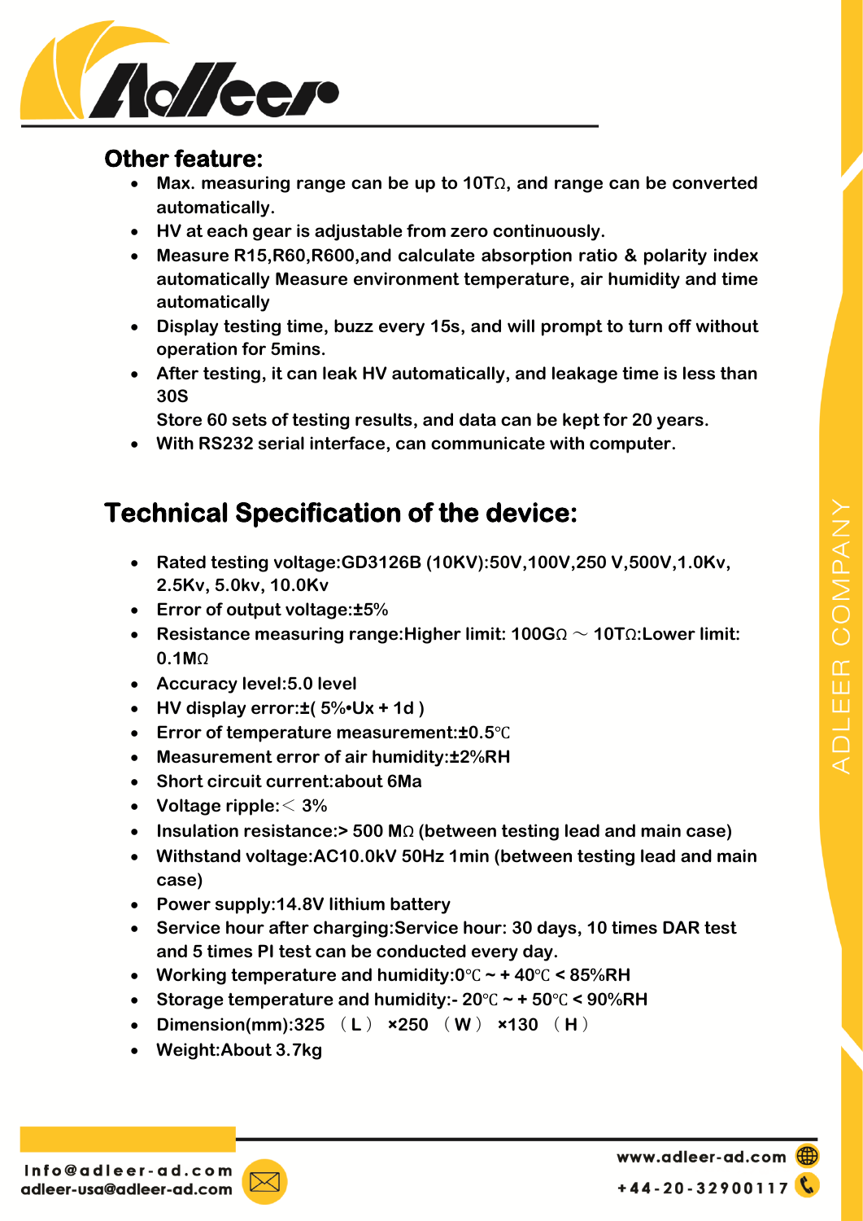## Other feature:

- Max. measuring range can be up to 10TΩ, and range can be converted automatically.
- HV at each gear is adjustable from zero continuously.
- Measure R15,R60,R600,and calculate absorption ratio & polarity index automatically Measure environment temperature, air humidity and time automatically
- Display testing time, buzz every 15s, and will prompt to turn off without operation for 5mins.
- After testing, it can leak HV automatically, and leakage time is less than 30S
  Store 60 sets of testing results, and data can be kept for 20 years.
- With RS232 serial interface, can communicate with computer.

## Technical Specification of the device:

- Rated testing voltage:GD3126B (10KV):50V,100V,250 V,500V,1.0Kv, 2.5Kv, 5.0kv, 10.0Kv
- Error of output voltage:±5%
- Resistance measuring range:Higher limit: 100GΩ ～ 10TΩ:Lower limit: 0.1MΩ
- Accuracy level:5.0 level
- HV display error:±( 5%•Ux + 1d )
- Error of temperature measurement:±0.5℃
- Measurement error of air humidity:±2%RH
- Short circuit current:about 6Ma
- Voltage ripple:＜ 3%
- Insulation resistance:> 500 MΩ (between testing lead and main case)
- Withstand voltage:AC10.0kV 50Hz 1min (between testing lead and main case)
- Power supply:14.8V lithium battery
- Service hour after charging:Service hour: 30 days, 10 times DAR test and 5 times PI test can be conducted every day.
- Working temperature and humidity:0℃ ~ + 40℃ < 85%RH
- Storage temperature and humidity:- 20℃ ~ + 50℃ < 90%RH
- Dimension(mm):325 （L） ×250 （W） ×130 （H）
- Weight:About 3.7kg

Info@adleer-ad.com
adleer-usa@adleer-ad.com

www.adleer-ad.com
+44-20-32900117